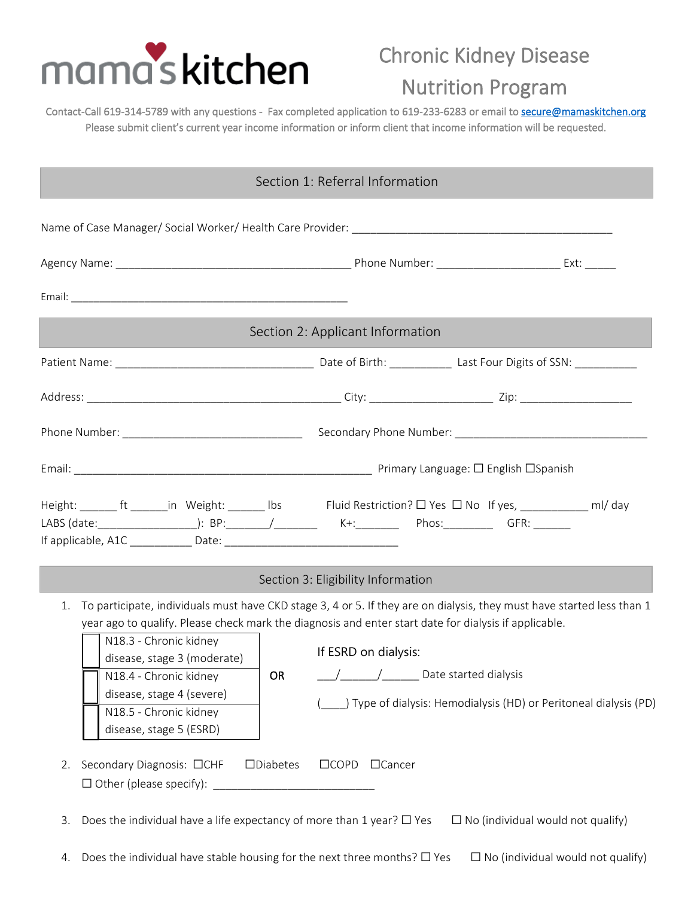# mama's kitchen

## Chronic Kidney Disease Nutrition Program

Contact-Call 619-314-5789 with any questions - Fax completed application to 619-233-6283 or email to secure@mamaskitchen.org
Please submit client's current year income information or inform client that income information will be requested.

## Section 1: Referral Information

Name of Case Manager/ Social Worker/ Health Care Provider: ____________________________________________

Agency Name: ________________________________________ Phone Number: _____________________ Ext: _____

Email: _______________________________________________

## Section 2: Applicant Information

Patient Name: __________________________________ Date of Birth: __________ Last Four Digits of SSN: __________

Address: ___________________________________________ City: ____________________ Zip: __________________

Phone Number: ______________________________ Secondary Phone Number: ________________________________

Email: __________________________________________________ Primary Language: ☐ English ☐Spanish

Height: ______ ft ______in Weight: ______ lbs Fluid Restriction? ☐ Yes ☐ No If yes, ___________ ml/ day
LABS (date:________________): BP:_______/_______ K+:_______ Phos:________ GFR: ______
If applicable, A1C __________ Date: ____________________________

## Section 3: Eligibility Information

1. To participate, individuals must have CKD stage 3, 4 or 5. If they are on dialysis, they must have started less than 1 year ago to qualify. Please check mark the diagnosis and enter start date for dialysis if applicable.

| | |
|---|---|
| ☐ | N18.3 - Chronic kidney disease, stage 3 (moderate) |
| ☐ | N18.4 - Chronic kidney disease, stage 4 (severe) |
| ☐ | N18.5 - Chronic kidney disease, stage 5 (ESRD) |

OR

If ESRD on dialysis:

___/______/______ Date started dialysis

(____) Type of dialysis: Hemodialysis (HD) or Peritoneal dialysis (PD)

2. Secondary Diagnosis: ☐CHF ☐Diabetes ☐COPD ☐Cancer
   ☐ Other (please specify): ___________________________

3. Does the individual have a life expectancy of more than 1 year? ☐ Yes ☐ No (individual would not qualify)

4. Does the individual have stable housing for the next three months? ☐ Yes ☐ No (individual would not qualify)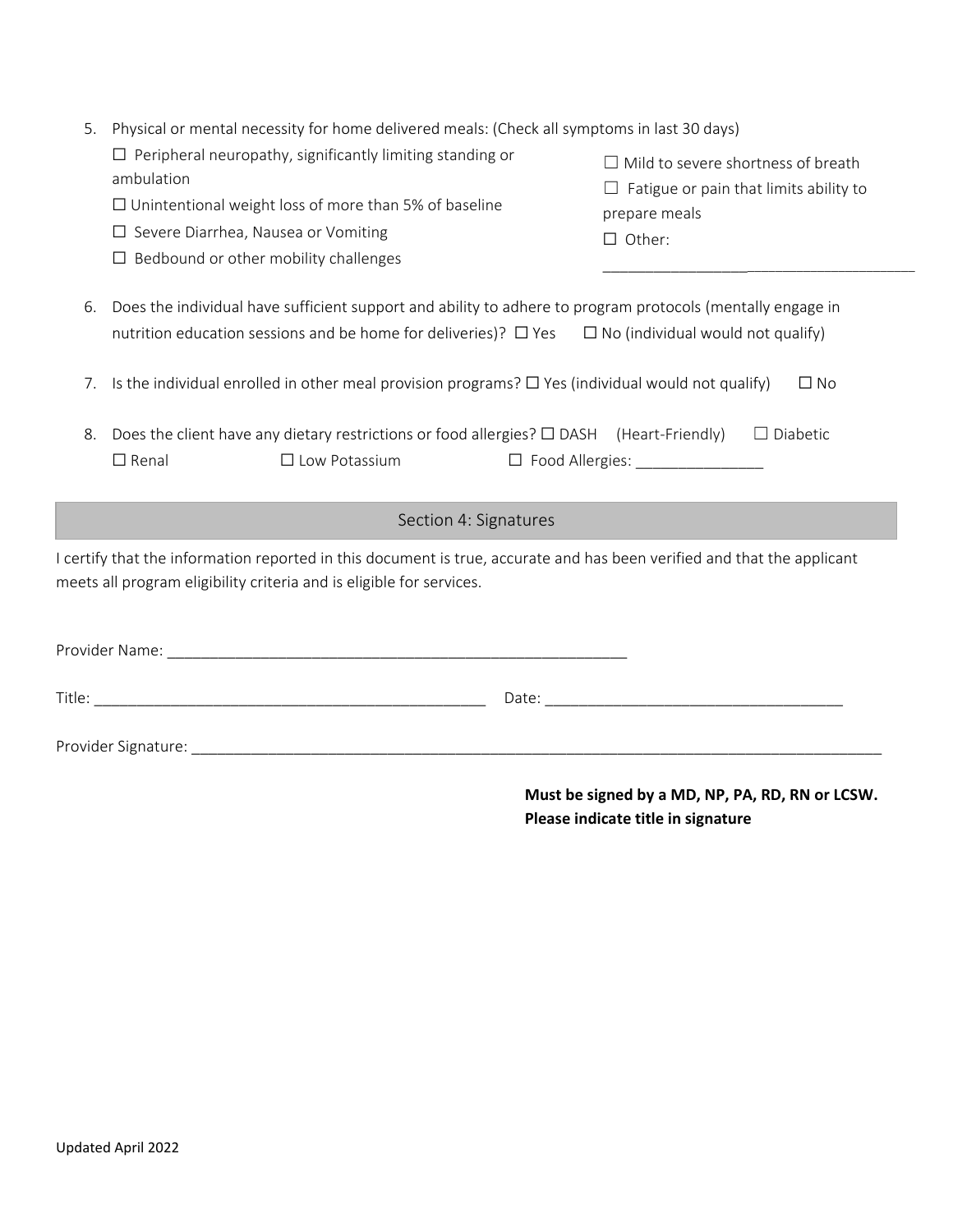5. Physical or mental necessity for home delivered meals: (Check all symptoms in last 30 days)

   ☐ Peripheral neuropathy, significantly limiting standing or ambulation

   ☐ Unintentional weight loss of more than 5% of baseline

   ☐ Severe Diarrhea, Nausea or Vomiting

   ☐ Bedbound or other mobility challenges

   ☐ Mild to severe shortness of breath

   ☐ Fatigue or pain that limits ability to prepare meals

   ☐ Other: ______________________________________

6. Does the individual have sufficient support and ability to adhere to program protocols (mentally engage in nutrition education sessions and be home for deliveries)? ☐ Yes ☐ No (individual would not qualify)

7. Is the individual enrolled in other meal provision programs? ☐ Yes (individual would not qualify) ☐ No

8. Does the client have any dietary restrictions or food allergies? ☐ DASH (Heart-Friendly) ☐ Diabetic ☐ Renal ☐ Low Potassium ☐ Food Allergies: _______________

## Section 4: Signatures

I certify that the information reported in this document is true, accurate and has been verified and that the applicant meets all program eligibility criteria and is eligible for services.

Provider Name: ________________________________________________________

Title: ________________________________________________ Date: ___________________________________

Provider Signature: _______________________________________________________________________________________

**Must be signed by a MD, NP, PA, RD, RN or LCSW. Please indicate title in signature**

Updated April 2022